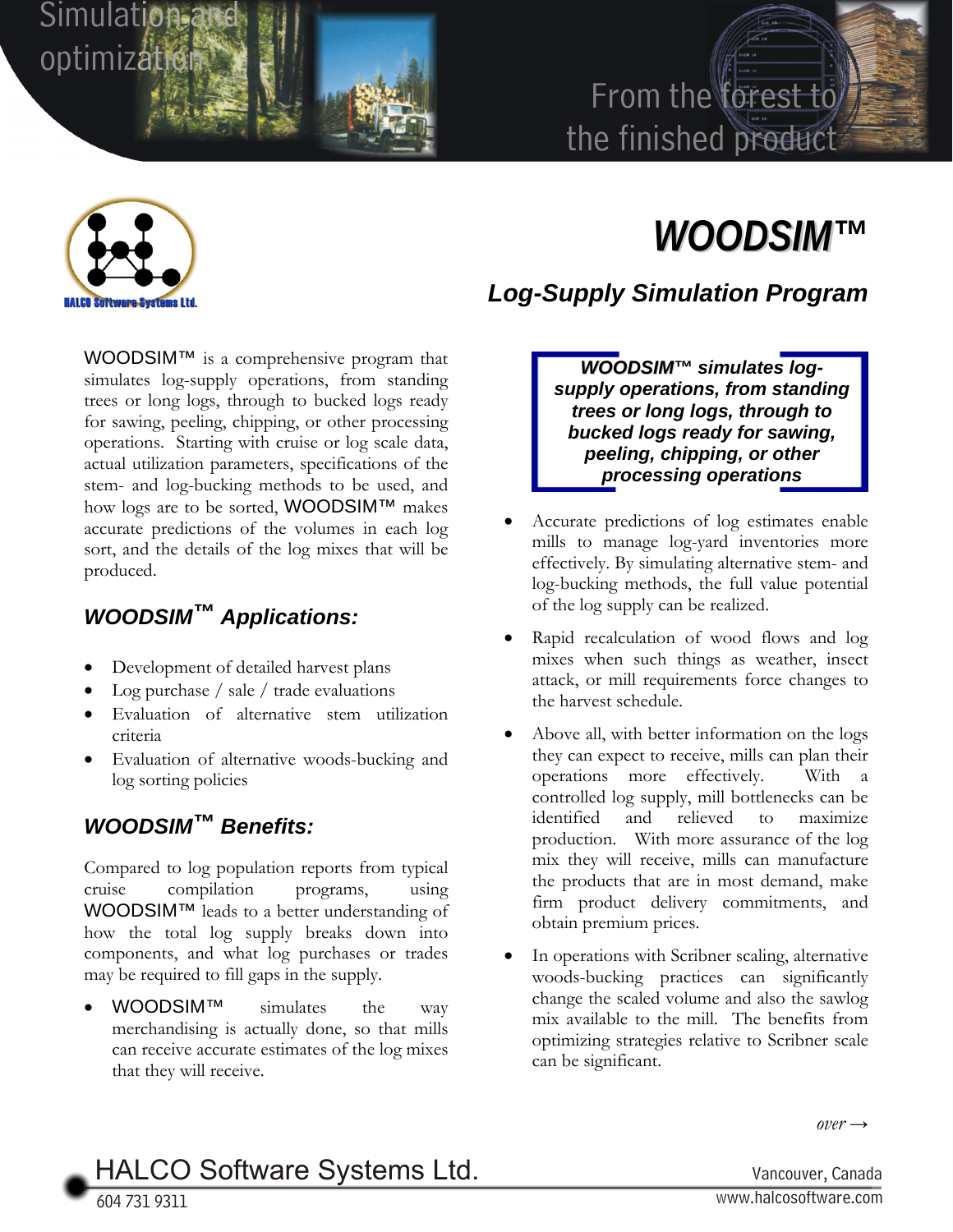Simulation and optimization

From the forest to the finished product

HALCO Software Systems Ltd.

# WOODSIM™

## Log-Supply Simulation Program

WOODSIM™ is a comprehensive program that simulates log-supply operations, from standing trees or long logs, through to bucked logs ready for sawing, peeling, chipping, or other processing operations. Starting with cruise or log scale data, actual utilization parameters, specifications of the stem- and log-bucking methods to be used, and how logs are to be sorted, WOODSIM™ makes accurate predictions of the volumes in each log sort, and the details of the log mixes that will be produced.

### WOODSIM™ Applications:

- Development of detailed harvest plans
- Log purchase / sale / trade evaluations
- Evaluation of alternative stem utilization criteria
- Evaluation of alternative woods-bucking and log sorting policies

### WOODSIM™ Benefits:

Compared to log population reports from typical cruise compilation programs, using WOODSIM™ leads to a better understanding of how the total log supply breaks down into components, and what log purchases or trades may be required to fill gaps in the supply.

- WOODSIM™ simulates the way merchandising is actually done, so that mills can receive accurate estimates of the log mixes that they will receive.

**_WOODSIM™ simulates log-supply operations, from standing trees or long logs, through to bucked logs ready for sawing, peeling, chipping, or other processing operations_**

- Accurate predictions of log estimates enable mills to manage log-yard inventories more effectively. By simulating alternative stem- and log-bucking methods, the full value potential of the log supply can be realized.
- Rapid recalculation of wood flows and log mixes when such things as weather, insect attack, or mill requirements force changes to the harvest schedule.
- Above all, with better information on the logs they can expect to receive, mills can plan their operations more effectively. With a controlled log supply, mill bottlenecks can be identified and relieved to maximize production. With more assurance of the log mix they will receive, mills can manufacture the products that are in most demand, make firm product delivery commitments, and obtain premium prices.
- In operations with Scribner scaling, alternative woods-bucking practices can significantly change the scaled volume and also the sawlog mix available to the mill. The benefits from optimizing strategies relative to Scribner scale can be significant.

*over →*

HALCO Software Systems Ltd.
604 731 9311
Vancouver, Canada
www.halcosoftware.com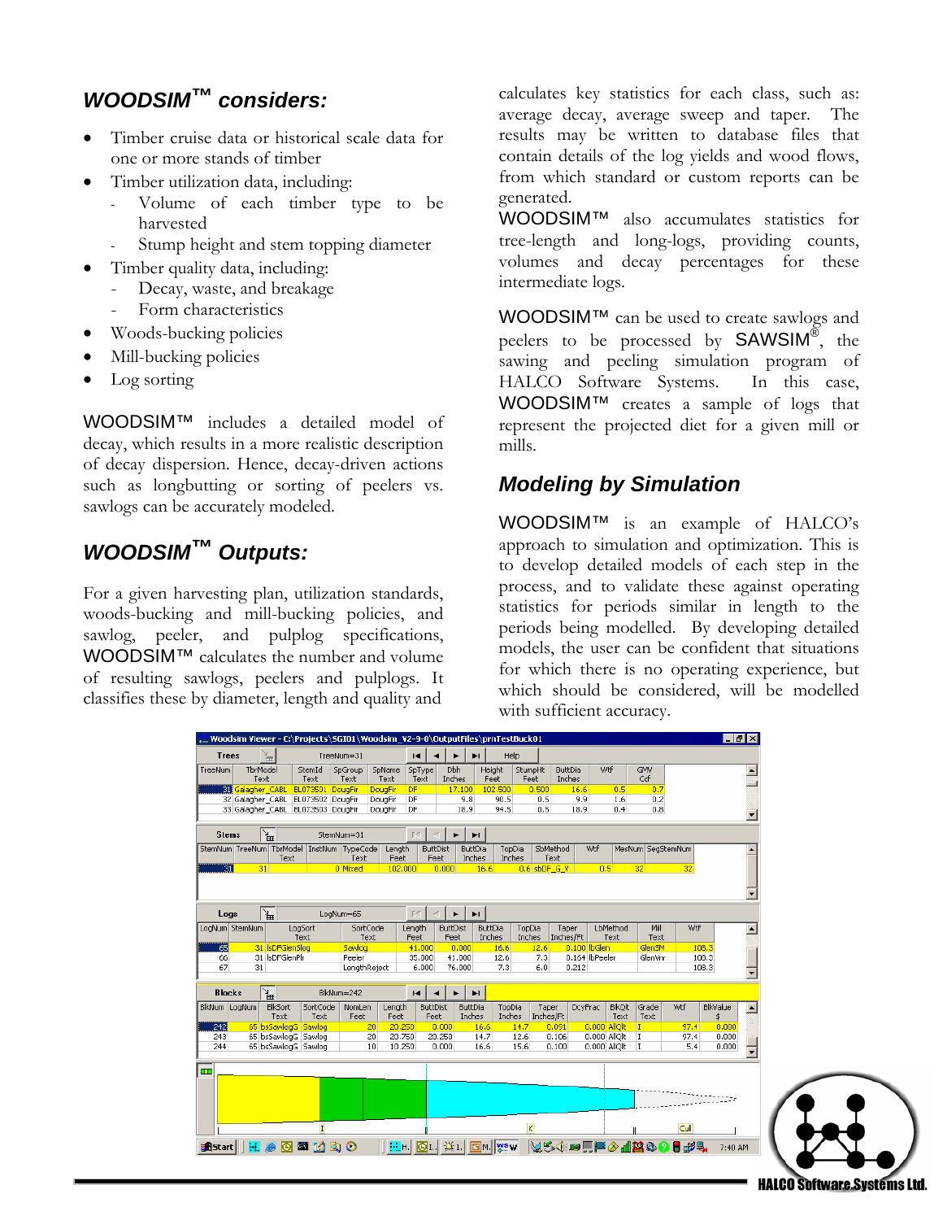## *WOODSIM™ considers:*

- Timber cruise data or historical scale data for one or more stands of timber
- Timber utilization data, including:
  - Volume of each timber type to be harvested
  - Stump height and stem topping diameter
- Timber quality data, including:
  - Decay, waste, and breakage
  - Form characteristics
- Woods-bucking policies
- Mill-bucking policies
- Log sorting

WOODSIM™ includes a detailed model of decay, which results in a more realistic description of decay dispersion. Hence, decay-driven actions such as longbutting or sorting of peelers vs. sawlogs can be accurately modeled.

## *WOODSIM™ Outputs:*

For a given harvesting plan, utilization standards, woods-bucking and mill-bucking policies, and sawlog, peeler, and pulplog specifications, WOODSIM™ calculates the number and volume of resulting sawlogs, peelers and pulplogs. It classifies these by diameter, length and quality and calculates key statistics for each class, such as: average decay, average sweep and taper. The results may be written to database files that contain details of the log yields and wood flows, from which standard or custom reports can be generated.

WOODSIM™ also accumulates statistics for tree-length and long-logs, providing counts, volumes and decay percentages for these intermediate logs.

WOODSIM™ can be used to create sawlogs and peelers to be processed by SAWSIM®, the sawing and peeling simulation program of HALCO Software Systems. In this case, WOODSIM™ creates a sample of logs that represent the projected diet for a given mill or mills.

## *Modeling by Simulation*

WOODSIM™ is an example of HALCO's approach to simulation and optimization. This is to develop detailed models of each step in the process, and to validate these against operating statistics for periods similar in length to the periods being modelled. By developing detailed models, the user can be confident that situations for which there is no operating experience, but which should be considered, will be modelled with sufficient accuracy.

Woodsim Viewer - C:\Projects\SGI01\Woodsim_V2-9-0\OutputFiles\prnTestBuck01

**Trees** (TreeNum=31)

| TreeNum | TbrModel Text | StemId Text | SpGroup Text | SpName Text | SpType Text | Dbh Inches | Height Feet | StumpHt Feet | ButtDia Inches | Wtf | GMV Ccf |
|---|---|---|---|---|---|---|---|---|---|---|---|
| 31 | Galagher_CABL | BL073501 | DougFir | DougFir | DF | 17.100 | 102.500 | 0.500 | 16.6 | 0.5 | 0.7 |
| 32 | Galagher_CABL | BL073502 | DougFir | DougFir | DF | 9.8 | 90.5 | 0.5 | 9.9 | 1.6 | 0.2 |
| 33 | Galagher_CABL | BL073503 | DougFir | DougFir | DF | 18.9 | 94.5 | 0.5 | 18.9 | 0.4 | 0.8 |

**Stems** (StemNum=31)

| StemNum | TreeNum | TbrModel Text | InstNum | TypeCode Text | Length Feet | ButtDist Feet | ButtDia Inches | TopDia Inches | SbMethod Text | Wtf | MesNum | SegStemNum |
|---|---|---|---|---|---|---|---|---|---|---|---|---|
| 31 | 31 | | 0 | Mixed | 102.000 | 0.000 | 16.6 | 0.6 | sbDF_G_V | 0.5 | 32 | 32 |

**Logs** (LogNum=65)

| LogNum | StemNum | LogSort Text | SortCode Text | Length Feet | ButtDist Feet | ButtDia Inches | TopDia Inches | Taper Inches/Ft | LbMethod Text | Mill Text | Wtf |
|---|---|---|---|---|---|---|---|---|---|---|---|
| 65 | 31 | lsDFGlenSlog | Sawlog | 41.000 | 0.000 | 16.6 | 12.6 | 0.100 | lbGlen | GlenSM | 108.3 |
| 66 | 31 | lsDFGlenPlr | Peeler | 35.000 | 41.000 | 12.6 | 7.3 | 0.164 | lbPeeler | GlenVnr | 108.3 |
| 67 | 31 | | LengthReject | 6.000 | 76.000 | 7.3 | 6.0 | 0.212 | | | 108.3 |

**Blocks** (BlkNum=242)

| BlkNum | LogNum | BlkSort Text | SortCode Text | NomLen Feet | Length Feet | ButtDist Feet | ButtDia Inches | TopDia Inches | Taper Inches/Ft | DcyFrac | BlkQlt Text | Grade Text | Wtf | BlkValue $ |
|---|---|---|---|---|---|---|---|---|---|---|---|---|---|---|
| 242 | 65 | bsSawlogG | Sawlog | 20 | 20.250 | 0.000 | 16.6 | 14.7 | 0.091 | 0.000 | AllQlt | I | 97.4 | 0.000 |
| 243 | 65 | bsSawlogG | Sawlog | 20 | 20.750 | 20.250 | 14.7 | 12.6 | 0.106 | 0.000 | AllQlt | I | 97.4 | 0.000 |
| 244 | 65 | bsSawlogG | Sawlog | 10 | 10.250 | 0.000 | 16.6 | 15.6 | 0.100 | 0.000 | AllQlt | I | 5.4 | 0.000 |

I

K

Cul

HALCO Software Systems Ltd.